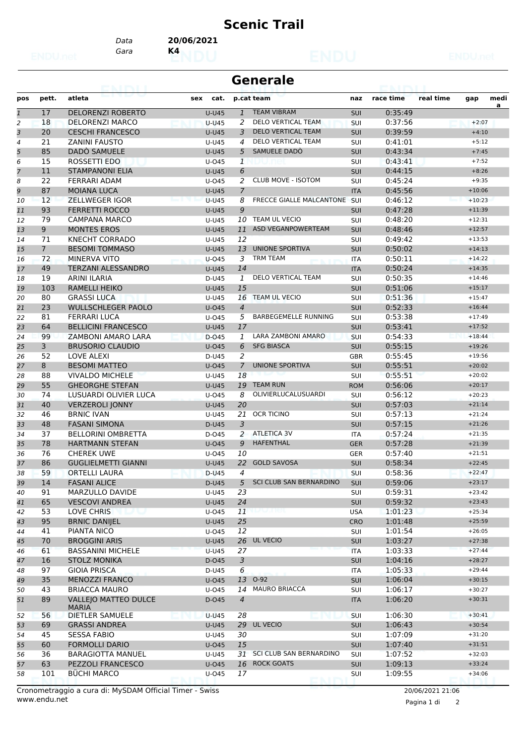# Scenic Trail

Data **20/06/2021**

Gara **K4**

## Generale

| pos | pett. | atleta | sex | cat. | p.cat | team | naz | race time | real time | gap | media |
|---|---|---|---|---|---|---|---|---|---|---|---|
| 1 | 17 | DELORENZI ROBERTO | | U-U45 | 1 | TEAM VIBRAM | SUI | 0:35:49 | | | |
| 2 | 18 | DELORENZI MARCO | | U-U45 | 2 | DELO VERTICAL TEAM | SUI | 0:37:56 | | +2:07 | |
| 3 | 20 | CESCHI FRANCESCO | | U-U45 | 3 | DELO VERTICAL TEAM | SUI | 0:39:59 | | +4:10 | |
| 4 | 21 | ZANINI FAUSTO | | U-U45 | 4 | DELO VERTICAL TEAM | SUI | 0:41:01 | | +5:12 | |
| 5 | 85 | DADÒ SAMUELE | | U-U45 | 5 | SAMUELE DADÒ | SUI | 0:43:34 | | +7:45 | |
| 6 | 15 | ROSSETTI EDO | | U-O45 | 1 | | SUI | 0:43:41 | | +7:52 | |
| 7 | 11 | STAMPANONI ELIA | | U-U45 | 6 | | SUI | 0:44:15 | | +8:26 | |
| 8 | 22 | FERRARI ADAM | | U-O45 | 2 | CLUB MOVE - ISOTOM | SUI | 0:45:24 | | +9:35 | |
| 9 | 87 | MOIANA LUCA | | U-U45 | 7 | | ITA | 0:45:56 | | +10:06 | |
| 10 | 12 | ZELLWEGER IGOR | | U-U45 | 8 | FRECCE GIALLE MALCANTONE | SUI | 0:46:12 | | +10:23 | |
| 11 | 93 | FERRETTI ROCCO | | U-U45 | 9 | | SUI | 0:47:28 | | +11:39 | |
| 12 | 79 | CAMPANA MARCO | | U-U45 | 10 | TEAM UL VECIO | SUI | 0:48:20 | | +12:31 | |
| 13 | 9 | MONTES EROS | | U-U45 | 11 | ASD VEGANPOWERTEAM | SUI | 0:48:46 | | +12:57 | |
| 14 | 71 | KNECHT CORRADO | | U-U45 | 12 | | SUI | 0:49:42 | | +13:53 | |
| 15 | 7 | BESOMI TOMMASO | | U-U45 | 13 | UNIONE SPORTIVA | SUI | 0:50:02 | | +14:13 | |
| 16 | 72 | MINERVA VITO | | U-O45 | 3 | TRM TEAM | ITA | 0:50:11 | | +14:22 | |
| 17 | 49 | TERZANI ALESSANDRO | | U-U45 | 14 | | ITA | 0:50:24 | | +14:35 | |
| 18 | 19 | ARINI ILARIA | | D-U45 | 1 | DELO VERTICAL TEAM | SUI | 0:50:35 | | +14:46 | |
| 19 | 103 | RAMELLI HEIKO | | U-U45 | 15 | | SUI | 0:51:06 | | +15:17 | |
| 20 | 80 | GRASSI LUCA | | U-U45 | 16 | TEAM UL VECIO | SUI | 0:51:36 | | +15:47 | |
| 21 | 23 | WULLSCHLEGER PAOLO | | U-O45 | 4 | | SUI | 0:52:33 | | +16:44 | |
| 22 | 81 | FERRARI LUCA | | U-O45 | 5 | BARBEGEMELLE RUNNING | SUI | 0:53:38 | | +17:49 | |
| 23 | 64 | BELLICINI FRANCESCO | | U-U45 | 17 | | SUI | 0:53:41 | | +17:52 | |
| 24 | 99 | ZAMBONI AMARO LARA | | D-O45 | 1 | LARA ZAMBONI AMARO | SUI | 0:54:33 | | +18:44 | |
| 25 | 3 | BRUSORIO CLAUDIO | | U-O45 | 6 | SFG BIASCA | SUI | 0:55:15 | | +19:26 | |
| 26 | 52 | LOVE ALEXI | | D-U45 | 2 | | GBR | 0:55:45 | | +19:56 | |
| 27 | 8 | BESOMI MATTEO | | U-O45 | 7 | UNIONE SPORTIVA | SUI | 0:55:51 | | +20:02 | |
| 28 | 88 | VIVALDO MICHELE | | U-U45 | 18 | | SUI | 0:55:51 | | +20:02 | |
| 29 | 55 | GHEORGHE STEFAN | | U-U45 | 19 | TEAM RUN | ROM | 0:56:06 | | +20:17 | |
| 30 | 74 | LUSUARDI OLIVIER LUCA | | U-O45 | 8 | OLIVIERLUCALUSUARDI | SUI | 0:56:12 | | +20:23 | |
| 31 | 40 | VERZEROLI JONNY | | U-U45 | 20 | | SUI | 0:57:03 | | +21:14 | |
| 32 | 46 | BRNIC IVAN | | U-U45 | 21 | OCR TICINO | SUI | 0:57:13 | | +21:24 | |
| 33 | 48 | FASANI SIMONA | | D-U45 | 3 | | SUI | 0:57:15 | | +21:26 | |
| 34 | 37 | BELLORINI OMBRETTA | | D-O45 | 2 | ATLETICA 3V | ITA | 0:57:24 | | +21:35 | |
| 35 | 78 | HARTMANN STEFAN | | U-O45 | 9 | HAFENTHAL | GER | 0:57:28 | | +21:39 | |
| 36 | 76 | CHEREK UWE | | U-O45 | 10 | | GER | 0:57:40 | | +21:51 | |
| 37 | 86 | GUGLIELMETTI GIANNI | | U-U45 | 22 | GOLD SAVOSA | SUI | 0:58:34 | | +22:45 | |
| 38 | 59 | ORTELLI LAURA | | D-U45 | 4 | | SUI | 0:58:36 | | +22:47 | |
| 39 | 14 | FASANI ALICE | | D-U45 | 5 | SCI CLUB SAN BERNARDINO | SUI | 0:59:06 | | +23:17 | |
| 40 | 91 | MARZULLO DAVIDE | | U-U45 | 23 | | SUI | 0:59:31 | | +23:42 | |
| 41 | 65 | VESCOVI ANDREA | | U-U45 | 24 | | SUI | 0:59:32 | | +23:43 | |
| 42 | 53 | LOVE CHRIS | | U-O45 | 11 | | USA | 1:01:23 | | +25:34 | |
| 43 | 95 | BRNIC DANIJEL | | U-U45 | 25 | | CRO | 1:01:48 | | +25:59 | |
| 44 | 41 | PIANTA NICO | | U-O45 | 12 | | SUI | 1:01:54 | | +26:05 | |
| 45 | 70 | BROGGINI ARIS | | U-U45 | 26 | UL VECIO | SUI | 1:03:27 | | +27:38 | |
| 46 | 61 | BASSANINI MICHELE | | U-U45 | 27 | | ITA | 1:03:33 | | +27:44 | |
| 47 | 16 | STOLZ MONIKA | | D-O45 | 3 | | SUI | 1:04:16 | | +28:27 | |
| 48 | 97 | GIOIA PRISCA | | D-U45 | 6 | | ITA | 1:05:33 | | +29:44 | |
| 49 | 35 | MENOZZI FRANCO | | U-O45 | 13 | O-92 | SUI | 1:06:04 | | +30:15 | |
| 50 | 43 | BRIACCA MAURO | | U-O45 | 14 | MAURO BRIACCA | SUI | 1:06:17 | | +30:27 | |
| 51 | 89 | VALLEJO MATTEO DULCE MARIA | | D-O45 | 4 | | ITA | 1:06:20 | | +30:31 | |
| 52 | 56 | DIETLER SAMUELE | | U-U45 | 28 | | SUI | 1:06:30 | | +30:41 | |
| 53 | 69 | GRASSI ANDREA | | U-U45 | 29 | UL VECIO | SUI | 1:06:43 | | +30:54 | |
| 54 | 45 | SESSA FABIO | | U-U45 | 30 | | SUI | 1:07:09 | | +31:20 | |
| 55 | 60 | FORMOLLI DARIO | | U-O45 | 15 | | SUI | 1:07:40 | | +31:51 | |
| 56 | 36 | BARAGIOTTA MANUEL | | U-U45 | 31 | SCI CLUB SAN BERNARDINO | SUI | 1:07:52 | | +32:03 | |
| 57 | 63 | PEZZOLI FRANCESCO | | U-O45 | 16 | ROCK GOATS | SUI | 1:09:13 | | +33:24 | |
| 58 | 101 | BÜCHI MARCO | | U-O45 | 17 | | SUI | 1:09:55 | | +34:06 | |

Cronometraggio a cura di: MySDAM Official Timer - Swiss
www.endu.net

20/06/2021 21:06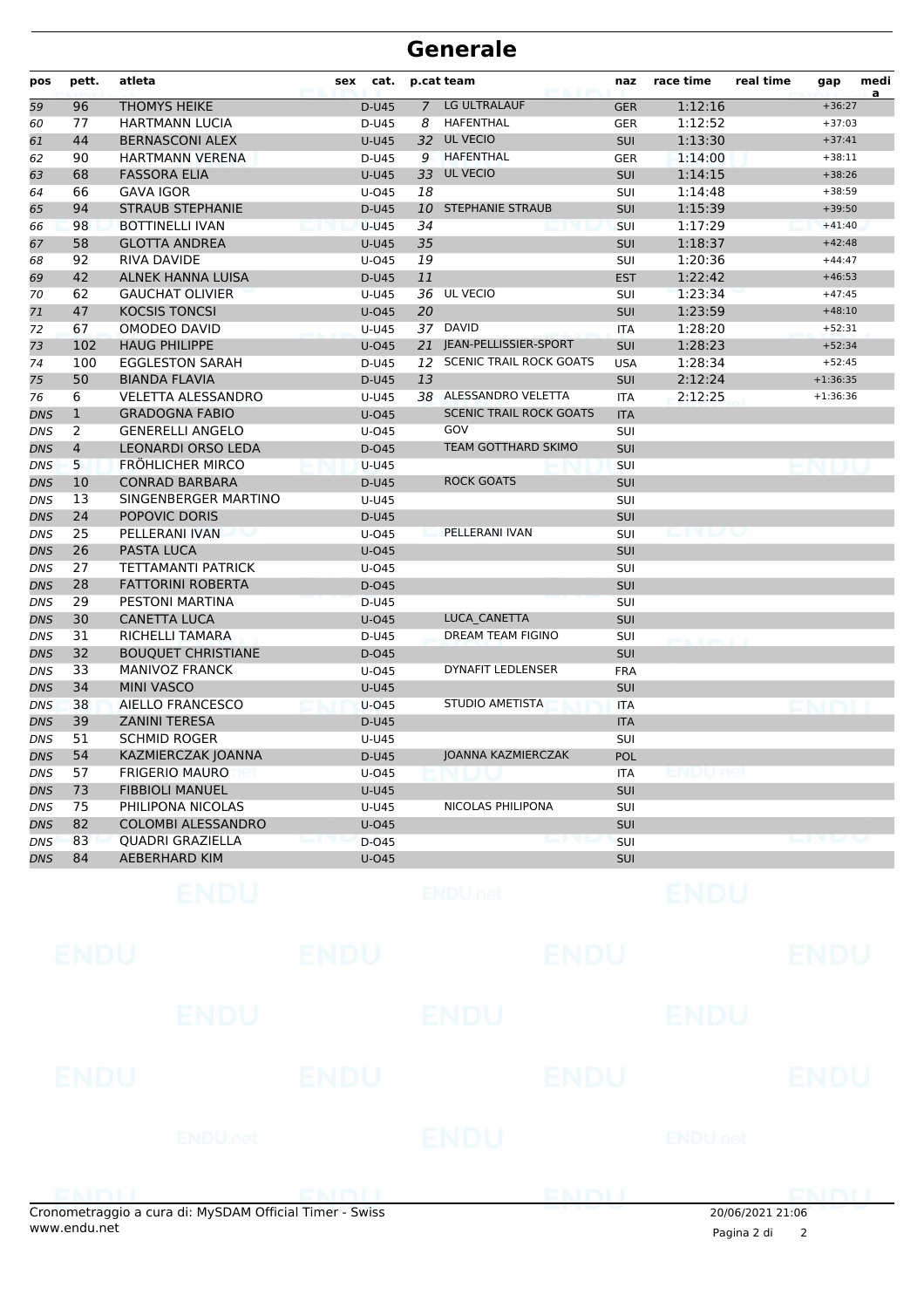# Generale

| pos | pett. | atleta | sex | cat. | p.cat | team | naz | race time | real time | gap | media |
|---|---|---|---|---|---|---|---|---|---|---|---|
| 59 | 96 | THOMYS HEIKE | | D-U45 | 7 | LG ULTRALAUF | GER | 1:12:16 | | +36:27 | |
| 60 | 77 | HARTMANN LUCIA | | D-U45 | 8 | HAFENTHAL | GER | 1:12:52 | | +37:03 | |
| 61 | 44 | BERNASCONI ALEX | | U-U45 | 32 | UL VECIO | SUI | 1:13:30 | | +37:41 | |
| 62 | 90 | HARTMANN VERENA | | D-U45 | 9 | HAFENTHAL | GER | 1:14:00 | | +38:11 | |
| 63 | 68 | FASSORA ELIA | | U-U45 | 33 | UL VECIO | SUI | 1:14:15 | | +38:26 | |
| 64 | 66 | GAVA IGOR | | U-O45 | 18 | | SUI | 1:14:48 | | +38:59 | |
| 65 | 94 | STRAUB STEPHANIE | | D-U45 | 10 | STEPHANIE STRAUB | SUI | 1:15:39 | | +39:50 | |
| 66 | 98 | BOTTINELLI IVAN | | U-U45 | 34 | | SUI | 1:17:29 | | +41:40 | |
| 67 | 58 | GLOTTA ANDREA | | U-U45 | 35 | | SUI | 1:18:37 | | +42:48 | |
| 68 | 92 | RIVA DAVIDE | | U-O45 | 19 | | SUI | 1:20:36 | | +44:47 | |
| 69 | 42 | ALNEK HANNA LUISA | | D-U45 | 11 | | EST | 1:22:42 | | +46:53 | |
| 70 | 62 | GAUCHAT OLIVIER | | U-U45 | 36 | UL VECIO | SUI | 1:23:34 | | +47:45 | |
| 71 | 47 | KOCSIS TONCSI | | U-O45 | 20 | | SUI | 1:23:59 | | +48:10 | |
| 72 | 67 | OMODEO DAVID | | U-U45 | 37 | DAVID | ITA | 1:28:20 | | +52:31 | |
| 73 | 102 | HAUG PHILIPPE | | U-O45 | 21 | JEAN-PELLISSIER-SPORT | SUI | 1:28:23 | | +52:34 | |
| 74 | 100 | EGGLESTON SARAH | | D-U45 | 12 | SCENIC TRAIL ROCK GOATS | USA | 1:28:34 | | +52:45 | |
| 75 | 50 | BIANDA FLAVIA | | D-U45 | 13 | | SUI | 2:12:24 | | +1:36:35 | |
| 76 | 6 | VELETTA ALESSANDRO | | U-U45 | 38 | ALESSANDRO VELETTA | ITA | 2:12:25 | | +1:36:36 | |
| DNS | 1 | GRADOGNA FABIO | | U-O45 | | SCENIC TRAIL ROCK GOATS | ITA | | | | |
| DNS | 2 | GENERELLI ANGELO | | U-O45 | | GOV | SUI | | | | |
| DNS | 4 | LEONARDI ORSO LEDA | | D-O45 | | TEAM GOTTHARD SKIMO | SUI | | | | |
| DNS | 5 | FRÖHLICHER MIRCO | | U-U45 | | | SUI | | | | |
| DNS | 10 | CONRAD BARBARA | | D-U45 | | ROCK GOATS | SUI | | | | |
| DNS | 13 | SINGENBERGER MARTINO | | U-U45 | | | SUI | | | | |
| DNS | 24 | POPOVIC DORIS | | D-U45 | | | SUI | | | | |
| DNS | 25 | PELLERANI IVAN | | U-O45 | | PELLERANI IVAN | SUI | | | | |
| DNS | 26 | PASTA LUCA | | U-O45 | | | SUI | | | | |
| DNS | 27 | TETTAMANTI PATRICK | | U-O45 | | | SUI | | | | |
| DNS | 28 | FATTORINI ROBERTA | | D-O45 | | | SUI | | | | |
| DNS | 29 | PESTONI MARTINA | | D-U45 | | | SUI | | | | |
| DNS | 30 | CANETTA LUCA | | U-O45 | | LUCA_CANETTA | SUI | | | | |
| DNS | 31 | RICHELLI TAMARA | | D-U45 | | DREAM TEAM FIGINO | SUI | | | | |
| DNS | 32 | BOUQUET CHRISTIANE | | D-O45 | | | SUI | | | | |
| DNS | 33 | MANIVOZ FRANCK | | U-O45 | | DYNAFIT LEDLENSER | FRA | | | | |
| DNS | 34 | MINI VASCO | | U-U45 | | | SUI | | | | |
| DNS | 38 | AIELLO FRANCESCO | | U-O45 | | STUDIO AMETISTA | ITA | | | | |
| DNS | 39 | ZANINI TERESA | | D-U45 | | | ITA | | | | |
| DNS | 51 | SCHMID ROGER | | U-U45 | | | SUI | | | | |
| DNS | 54 | KAZMIERCZAK JOANNA | | D-U45 | | JOANNA KAZMIERCZAK | POL | | | | |
| DNS | 57 | FRIGERIO MAURO | | U-O45 | | | ITA | | | | |
| DNS | 73 | FIBBIOLI MANUEL | | U-U45 | | | SUI | | | | |
| DNS | 75 | PHILIPONA NICOLAS | | U-U45 | | NICOLAS PHILIPONA | SUI | | | | |
| DNS | 82 | COLOMBI ALESSANDRO | | U-O45 | | | SUI | | | | |
| DNS | 83 | QUADRI GRAZIELLA | | D-O45 | | | SUI | | | | |
| DNS | 84 | AEBERHARD KIM | | U-O45 | | | SUI | | | | |

Cronometraggio a cura di: MySDAM Official Timer - Swiss
www.endu.net

20/06/2021 21:06